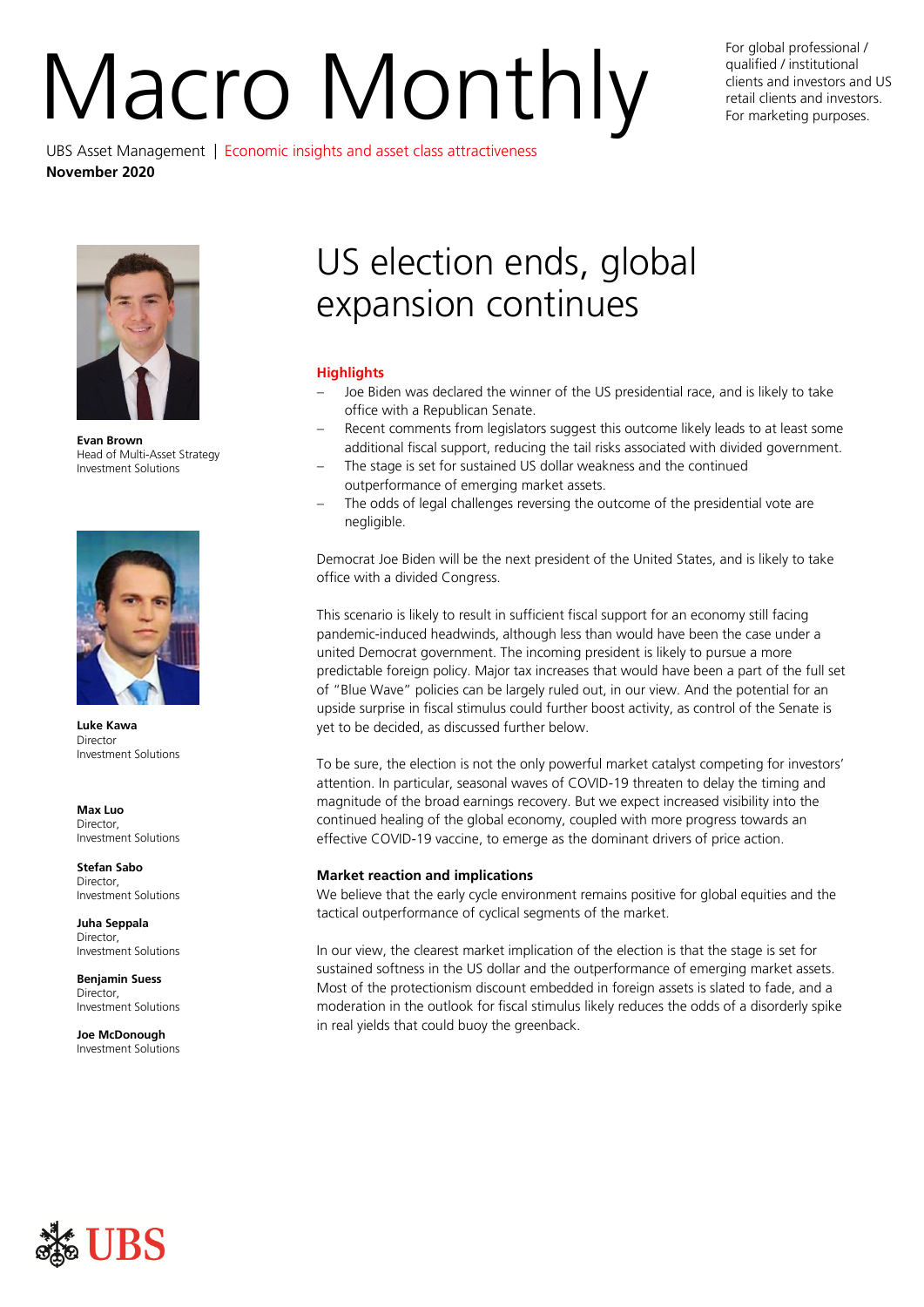# Macro Monthly

For global professional / qualified / institutional clients and investors and US retail clients and investors. For marketing purposes.

UBS Asset Management | Economic insights and asset class attractiveness
**November 2020**

**Evan Brown**
Head of Multi-Asset Strategy
Investment Solutions

**Luke Kawa**
Director
Investment Solutions

**Max Luo**
Director,
Investment Solutions

**Stefan Sabo**
Director,
Investment Solutions

**Juha Seppala**
Director,
Investment Solutions

**Benjamin Suess**
Director,
Investment Solutions

**Joe McDonough**
Investment Solutions

## US election ends, global expansion continues

### Highlights

- Joe Biden was declared the winner of the US presidential race, and is likely to take office with a Republican Senate.
- Recent comments from legislators suggest this outcome likely leads to at least some additional fiscal support, reducing the tail risks associated with divided government.
- The stage is set for sustained US dollar weakness and the continued outperformance of emerging market assets.
- The odds of legal challenges reversing the outcome of the presidential vote are negligible.

Democrat Joe Biden will be the next president of the United States, and is likely to take office with a divided Congress.

This scenario is likely to result in sufficient fiscal support for an economy still facing pandemic-induced headwinds, although less than would have been the case under a united Democrat government. The incoming president is likely to pursue a more predictable foreign policy. Major tax increases that would have been a part of the full set of "Blue Wave" policies can be largely ruled out, in our view. And the potential for an upside surprise in fiscal stimulus could further boost activity, as control of the Senate is yet to be decided, as discussed further below.

To be sure, the election is not the only powerful market catalyst competing for investors' attention. In particular, seasonal waves of COVID-19 threaten to delay the timing and magnitude of the broad earnings recovery. But we expect increased visibility into the continued healing of the global economy, coupled with more progress towards an effective COVID-19 vaccine, to emerge as the dominant drivers of price action.

### Market reaction and implications

We believe that the early cycle environment remains positive for global equities and the tactical outperformance of cyclical segments of the market.

In our view, the clearest market implication of the election is that the stage is set for sustained softness in the US dollar and the outperformance of emerging market assets. Most of the protectionism discount embedded in foreign assets is slated to fade, and a moderation in the outlook for fiscal stimulus likely reduces the odds of a disorderly spike in real yields that could buoy the greenback.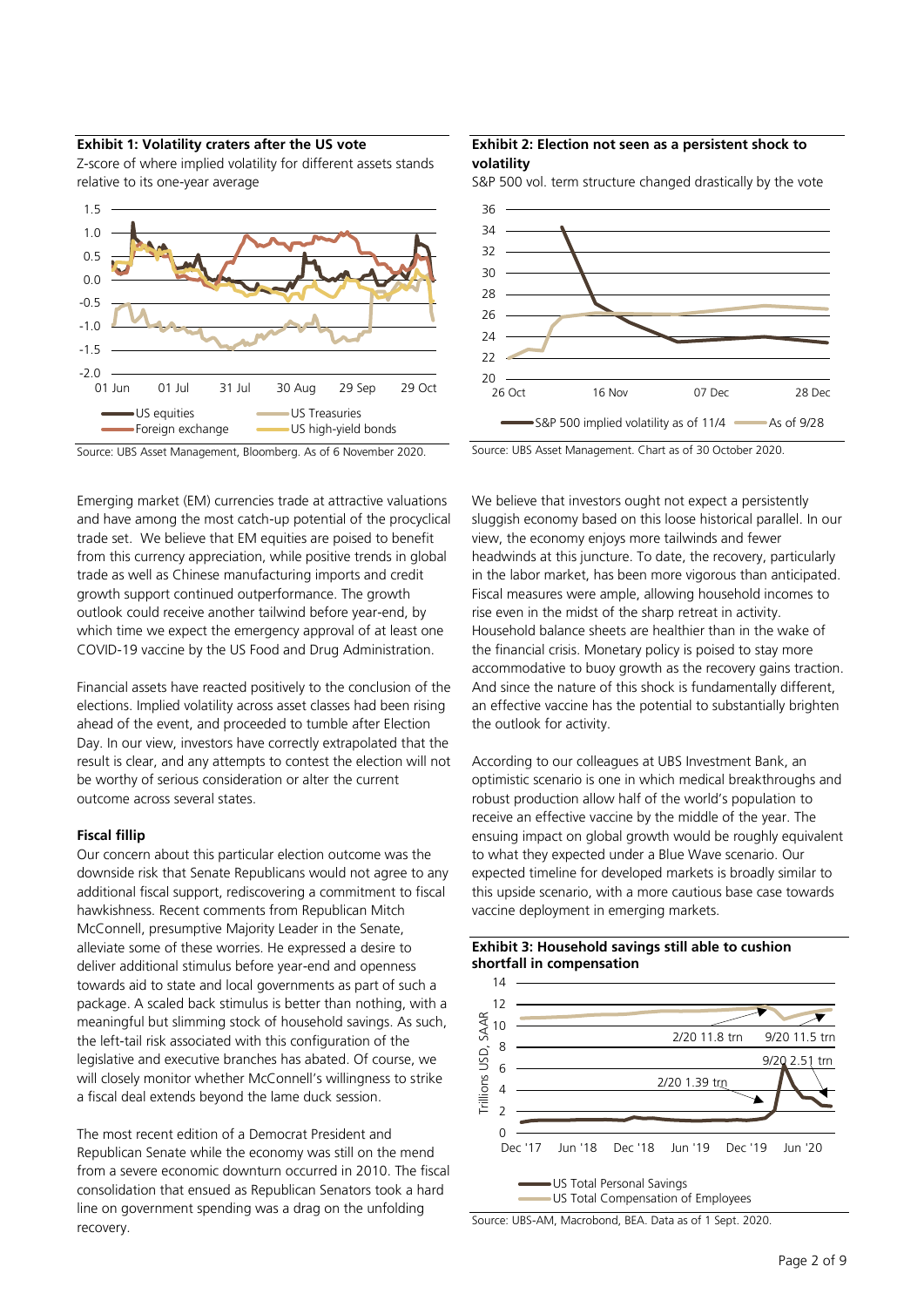**Exhibit 1: Volatility craters after the US vote**

Z-score of where implied volatility for different assets stands relative to its one-year average

Source: UBS Asset Management, Bloomberg. As of 6 November 2020.

**Exhibit 2: Election not seen as a persistent shock to volatility**

S&P 500 vol. term structure changed drastically by the vote

Source: UBS Asset Management. Chart as of 30 October 2020.

Emerging market (EM) currencies trade at attractive valuations and have among the most catch-up potential of the procyclical trade set. We believe that EM equities are poised to benefit from this currency appreciation, while positive trends in global trade as well as Chinese manufacturing imports and credit growth support continued outperformance. The growth outlook could receive another tailwind before year-end, by which time we expect the emergency approval of at least one COVID-19 vaccine by the US Food and Drug Administration.

Financial assets have reacted positively to the conclusion of the elections. Implied volatility across asset classes had been rising ahead of the event, and proceeded to tumble after Election Day. In our view, investors have correctly extrapolated that the result is clear, and any attempts to contest the election will not be worthy of serious consideration or alter the current outcome across several states.

**Fiscal fillip**

Our concern about this particular election outcome was the downside risk that Senate Republicans would not agree to any additional fiscal support, rediscovering a commitment to fiscal hawkishness. Recent comments from Republican Mitch McConnell, presumptive Majority Leader in the Senate, alleviate some of these worries. He expressed a desire to deliver additional stimulus before year-end and openness towards aid to state and local governments as part of such a package. A scaled back stimulus is better than nothing, with a meaningful but slimming stock of household savings. As such, the left-tail risk associated with this configuration of the legislative and executive branches has abated. Of course, we will closely monitor whether McConnell's willingness to strike a fiscal deal extends beyond the lame duck session.

The most recent edition of a Democrat President and Republican Senate while the economy was still on the mend from a severe economic downturn occurred in 2010. The fiscal consolidation that ensued as Republican Senators took a hard line on government spending was a drag on the unfolding recovery.

We believe that investors ought not expect a persistently sluggish economy based on this loose historical parallel. In our view, the economy enjoys more tailwinds and fewer headwinds at this juncture. To date, the recovery, particularly in the labor market, has been more vigorous than anticipated. Fiscal measures were ample, allowing household incomes to rise even in the midst of the sharp retreat in activity. Household balance sheets are healthier than in the wake of the financial crisis. Monetary policy is poised to stay more accommodative to buoy growth as the recovery gains traction. And since the nature of this shock is fundamentally different, an effective vaccine has the potential to substantially brighten the outlook for activity.

According to our colleagues at UBS Investment Bank, an optimistic scenario is one in which medical breakthroughs and robust production allow half of the world's population to receive an effective vaccine by the middle of the year. The ensuing impact on global growth would be roughly equivalent to what they expected under a Blue Wave scenario. Our expected timeline for developed markets is broadly similar to this upside scenario, with a more cautious base case towards vaccine deployment in emerging markets.

**Exhibit 3: Household savings still able to cushion shortfall in compensation**

Source: UBS-AM, Macrobond, BEA. Data as of 1 Sept. 2020.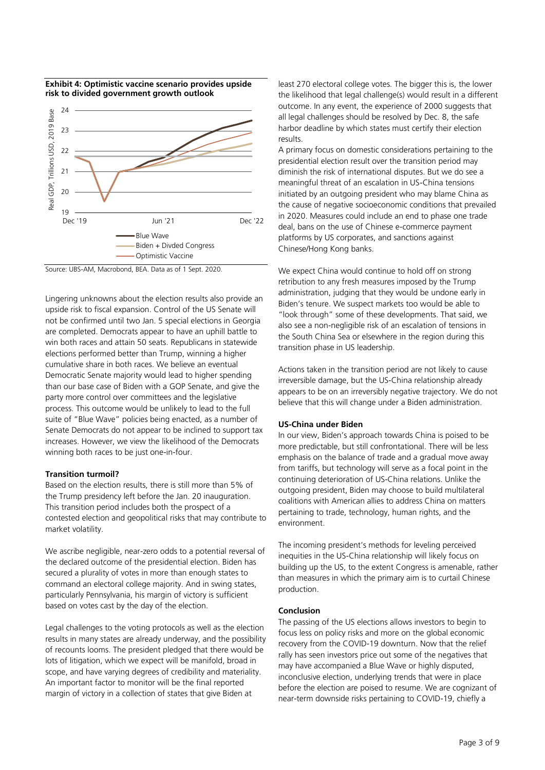**Exhibit 4: Optimistic vaccine scenario provides upside risk to divided government growth outlook**

Source: UBS-AM, Macrobond, BEA. Data as of 1 Sept. 2020.

Lingering unknowns about the election results also provide an upside risk to fiscal expansion. Control of the US Senate will not be confirmed until two Jan. 5 special elections in Georgia are completed. Democrats appear to have an uphill battle to win both races and attain 50 seats. Republicans in statewide elections performed better than Trump, winning a higher cumulative share in both races. We believe an eventual Democratic Senate majority would lead to higher spending than our base case of Biden with a GOP Senate, and give the party more control over committees and the legislative process. This outcome would be unlikely to lead to the full suite of "Blue Wave" policies being enacted, as a number of Senate Democrats do not appear to be inclined to support tax increases. However, we view the likelihood of the Democrats winning both races to be just one-in-four.

**Transition turmoil?**

Based on the election results, there is still more than 5% of the Trump presidency left before the Jan. 20 inauguration. This transition period includes both the prospect of a contested election and geopolitical risks that may contribute to market volatility.

We ascribe negligible, near-zero odds to a potential reversal of the declared outcome of the presidential election. Biden has secured a plurality of votes in more than enough states to command an electoral college majority. And in swing states, particularly Pennsylvania, his margin of victory is sufficient based on votes cast by the day of the election.

Legal challenges to the voting protocols as well as the election results in many states are already underway, and the possibility of recounts looms. The president pledged that there would be lots of litigation, which we expect will be manifold, broad in scope, and have varying degrees of credibility and materiality. An important factor to monitor will be the final reported margin of victory in a collection of states that give Biden at least 270 electoral college votes. The bigger this is, the lower the likelihood that legal challenge(s) would result in a different outcome. In any event, the experience of 2000 suggests that all legal challenges should be resolved by Dec. 8, the safe harbor deadline by which states must certify their election results.

A primary focus on domestic considerations pertaining to the presidential election result over the transition period may diminish the risk of international disputes. But we do see a meaningful threat of an escalation in US-China tensions initiated by an outgoing president who may blame China as the cause of negative socioeconomic conditions that prevailed in 2020. Measures could include an end to phase one trade deal, bans on the use of Chinese e-commerce payment platforms by US corporates, and sanctions against Chinese/Hong Kong banks.

We expect China would continue to hold off on strong retribution to any fresh measures imposed by the Trump administration, judging that they would be undone early in Biden's tenure. We suspect markets too would be able to "look through" some of these developments. That said, we also see a non-negligible risk of an escalation of tensions in the South China Sea or elsewhere in the region during this transition phase in US leadership.

Actions taken in the transition period are not likely to cause irreversible damage, but the US-China relationship already appears to be on an irreversibly negative trajectory. We do not believe that this will change under a Biden administration.

**US-China under Biden**

In our view, Biden's approach towards China is poised to be more predictable, but still confrontational. There will be less emphasis on the balance of trade and a gradual move away from tariffs, but technology will serve as a focal point in the continuing deterioration of US-China relations. Unlike the outgoing president, Biden may choose to build multilateral coalitions with American allies to address China on matters pertaining to trade, technology, human rights, and the environment.

The incoming president's methods for leveling perceived inequities in the US-China relationship will likely focus on building up the US, to the extent Congress is amenable, rather than measures in which the primary aim is to curtail Chinese production.

**Conclusion**

The passing of the US elections allows investors to begin to focus less on policy risks and more on the global economic recovery from the COVID-19 downturn. Now that the relief rally has seen investors price out some of the negatives that may have accompanied a Blue Wave or highly disputed, inconclusive election, underlying trends that were in place before the election are poised to resume. We are cognizant of near-term downside risks pertaining to COVID-19, chiefly a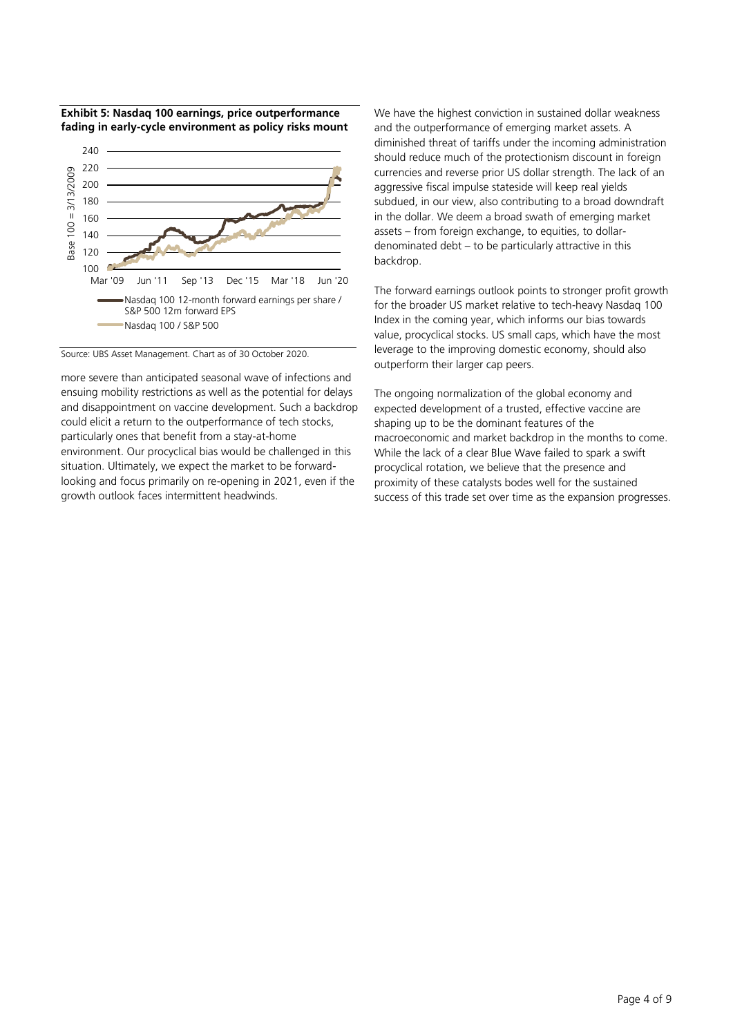**Exhibit 5: Nasdaq 100 earnings, price outperformance fading in early-cycle environment as policy risks mount**

Source: UBS Asset Management. Chart as of 30 October 2020.

more severe than anticipated seasonal wave of infections and ensuing mobility restrictions as well as the potential for delays and disappointment on vaccine development. Such a backdrop could elicit a return to the outperformance of tech stocks, particularly ones that benefit from a stay-at-home environment. Our procyclical bias would be challenged in this situation. Ultimately, we expect the market to be forward-looking and focus primarily on re-opening in 2021, even if the growth outlook faces intermittent headwinds.

We have the highest conviction in sustained dollar weakness and the outperformance of emerging market assets. A diminished threat of tariffs under the incoming administration should reduce much of the protectionism discount in foreign currencies and reverse prior US dollar strength. The lack of an aggressive fiscal impulse stateside will keep real yields subdued, in our view, also contributing to a broad downdraft in the dollar. We deem a broad swath of emerging market assets – from foreign exchange, to equities, to dollar-denominated debt – to be particularly attractive in this backdrop.

The forward earnings outlook points to stronger profit growth for the broader US market relative to tech-heavy Nasdaq 100 Index in the coming year, which informs our bias towards value, procyclical stocks. US small caps, which have the most leverage to the improving domestic economy, should also outperform their larger cap peers.

The ongoing normalization of the global economy and expected development of a trusted, effective vaccine are shaping up to be the dominant features of the macroeconomic and market backdrop in the months to come. While the lack of a clear Blue Wave failed to spark a swift procyclical rotation, we believe that the presence and proximity of these catalysts bodes well for the sustained success of this trade set over time as the expansion progresses.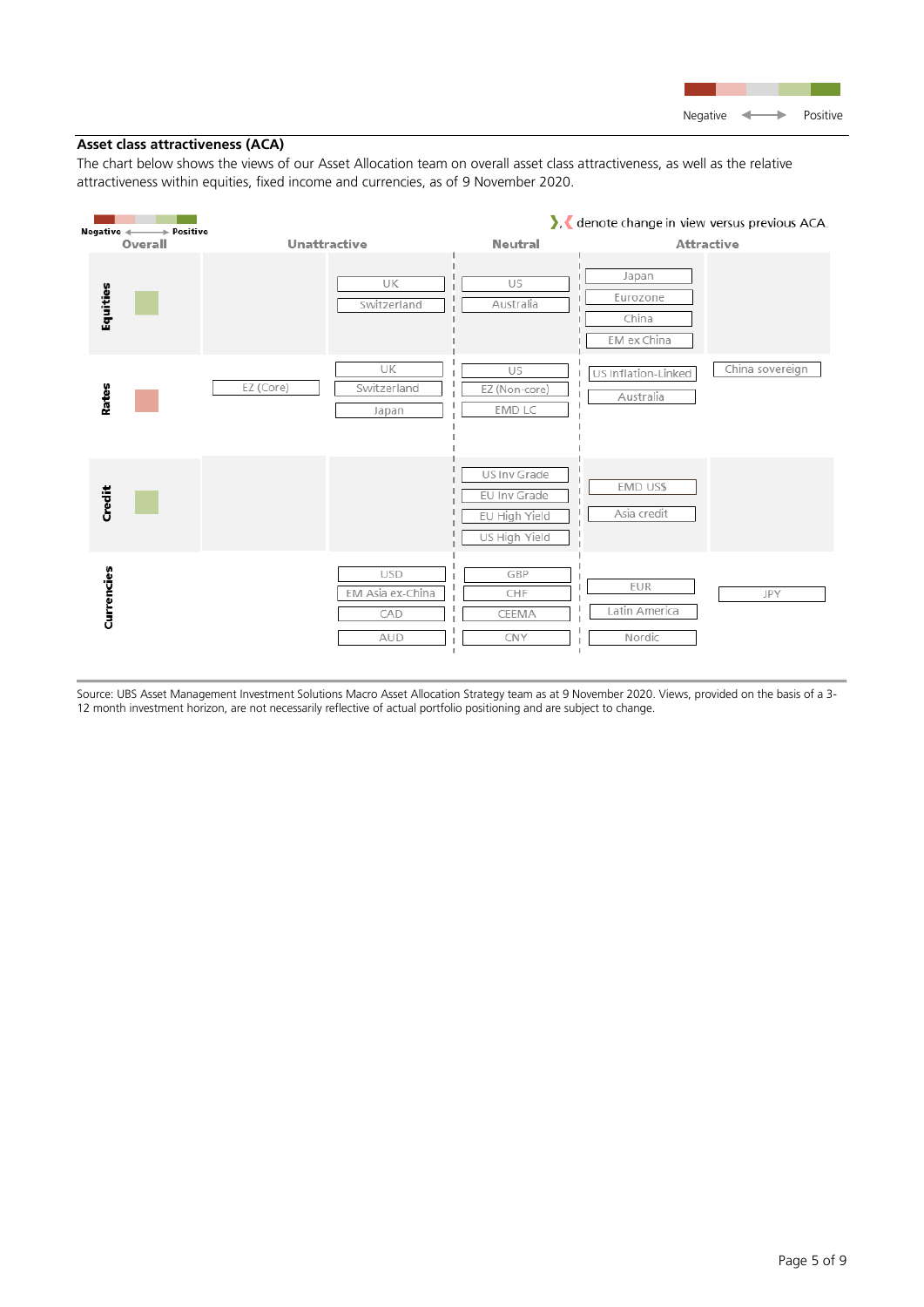Negative ⟵⟶ Positive

## Asset class attractiveness (ACA)

The chart below shows the views of our Asset Allocation team on overall asset class attractiveness, as well as the relative attractiveness within equities, fixed income and currencies, as of 9 November 2020.

❯, ❮ denote change in view versus previous ACA

| | Overall | Unattractive | | Neutral | Attractive | |
|---|---|---|---|---|---|---|
| Equities | Positive | | UK, Switzerland | US, Australia | Japan, Eurozone, China, EM ex China | |
| Rates | Negative | EZ (Core) | UK, Switzerland, Japan | US, EZ (Non-core), EMD LC | US Inflation-Linked, Australia | China sovereign |
| Credit | Positive | | | US Inv Grade, EU Inv Grade, EU High Yield, US High Yield | EMD US$, Asia credit | |
| Currencies | | | USD, EM Asia ex-China, CAD, AUD | GBP, CHF, CEEMA, CNY | EUR, Latin America, Nordic | JPY |

Source: UBS Asset Management Investment Solutions Macro Asset Allocation Strategy team as at 9 November 2020. Views, provided on the basis of a 3-12 month investment horizon, are not necessarily reflective of actual portfolio positioning and are subject to change.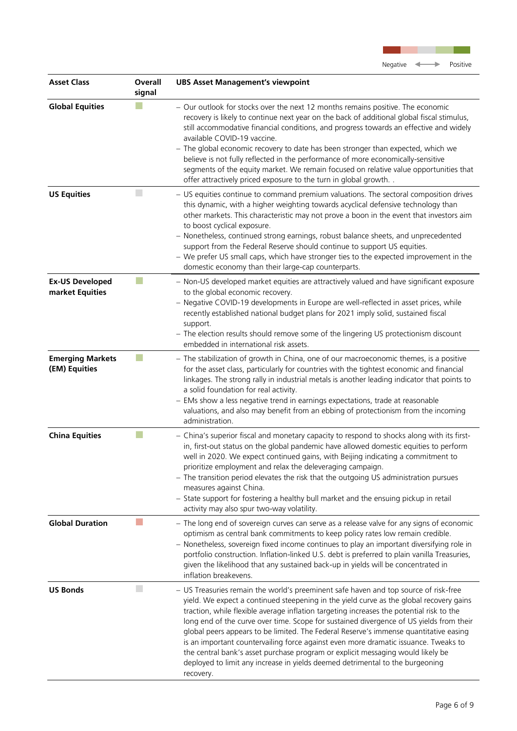Negative ◄──► Positive

| Asset Class | Overall signal | UBS Asset Management's viewpoint |
|---|---|---|
| **Global Equities** | ■ (light green) | – Our outlook for stocks over the next 12 months remains positive. The economic recovery is likely to continue next year on the back of additional global fiscal stimulus, still accommodative financial conditions, and progress towards an effective and widely available COVID-19 vaccine.<br>– The global economic recovery to date has been stronger than expected, which we believe is not fully reflected in the performance of more economically-sensitive segments of the equity market. We remain focused on relative value opportunities that offer attractively priced exposure to the turn in global growth. . |
| **US Equities** | ■ (grey) | – US equities continue to command premium valuations. The sectoral composition drives this dynamic, with a higher weighting towards acyclical defensive technology than other markets. This characteristic may not prove a boon in the event that investors aim to boost cyclical exposure.<br>– Nonetheless, continued strong earnings, robust balance sheets, and unprecedented support from the Federal Reserve should continue to support US equities.<br>– We prefer US small caps, which have stronger ties to the expected improvement in the domestic economy than their large-cap counterparts. |
| **Ex-US Developed market Equities** | ■ (light green) | – Non-US developed market equities are attractively valued and have significant exposure to the global economic recovery.<br>– Negative COVID-19 developments in Europe are well-reflected in asset prices, while recently established national budget plans for 2021 imply solid, sustained fiscal support.<br>– The election results should remove some of the lingering US protectionism discount embedded in international risk assets. |
| **Emerging Markets (EM) Equities** | ■ (light green) | – The stabilization of growth in China, one of our macroeconomic themes, is a positive for the asset class, particularly for countries with the tightest economic and financial linkages. The strong rally in industrial metals is another leading indicator that points to a solid foundation for real activity.<br>– EMs show a less negative trend in earnings expectations, trade at reasonable valuations, and also may benefit from an ebbing of protectionism from the incoming administration. |
| **China Equities** | ■ (light green) | – China's superior fiscal and monetary capacity to respond to shocks along with its first-in, first-out status on the global pandemic have allowed domestic equities to perform well in 2020. We expect continued gains, with Beijing indicating a commitment to prioritize employment and relax the deleveraging campaign.<br>– The transition period elevates the risk that the outgoing US administration pursues measures against China.<br>– State support for fostering a healthy bull market and the ensuing pickup in retail activity may also spur two-way volatility. |
| **Global Duration** | ■ (light red) | – The long end of sovereign curves can serve as a release valve for any signs of economic optimism as central bank commitments to keep policy rates low remain credible.<br>– Nonetheless, sovereign fixed income continues to play an important diversifying role in portfolio construction. Inflation-linked U.S. debt is preferred to plain vanilla Treasuries, given the likelihood that any sustained back-up in yields will be concentrated in inflation breakevens. |
| **US Bonds** | ■ (grey) | – US Treasuries remain the world's preeminent safe haven and top source of risk-free yield. We expect a continued steepening in the yield curve as the global recovery gains traction, while flexible average inflation targeting increases the potential risk to the long end of the curve over time. Scope for sustained divergence of US yields from their global peers appears to be limited. The Federal Reserve's immense quantitative easing is an important countervailing force against even more dramatic issuance. Tweaks to the central bank's asset purchase program or explicit messaging would likely be deployed to limit any increase in yields deemed detrimental to the burgeoning recovery. |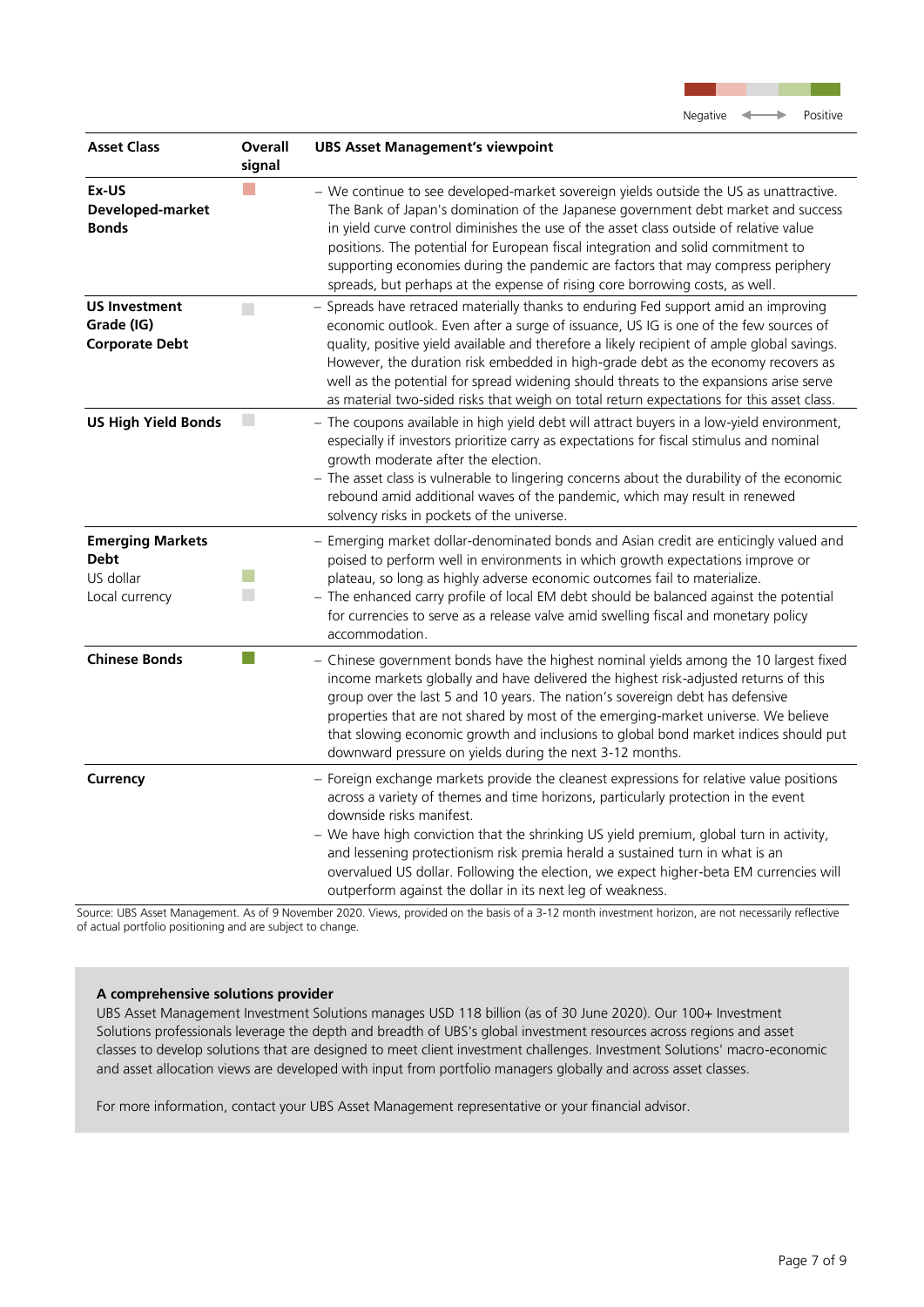Negative ◄──► Positive

| Asset Class | Overall signal | UBS Asset Management's viewpoint |
|---|---|---|
| **Ex-US Developed-market Bonds** | Light red (slightly negative) | – We continue to see developed-market sovereign yields outside the US as unattractive. The Bank of Japan's domination of the Japanese government debt market and success in yield curve control diminishes the use of the asset class outside of relative value positions. The potential for European fiscal integration and solid commitment to supporting economies during the pandemic are factors that may compress periphery spreads, but perhaps at the expense of rising core borrowing costs, as well. |
| **US Investment Grade (IG) Corporate Debt** | Grey (neutral) | – Spreads have retraced materially thanks to enduring Fed support amid an improving economic outlook. Even after a surge of issuance, US IG is one of the few sources of quality, positive yield available and therefore a likely recipient of ample global savings. However, the duration risk embedded in high-grade debt as the economy recovers as well as the potential for spread widening should threats to the expansions arise serve as material two-sided risks that weigh on total return expectations for this asset class. |
| **US High Yield Bonds** | Grey (neutral) | – The coupons available in high yield debt will attract buyers in a low-yield environment, especially if investors prioritize carry as expectations for fiscal stimulus and nominal growth moderate after the election.<br>– The asset class is vulnerable to lingering concerns about the durability of the economic rebound amid additional waves of the pandemic, which may result in renewed solvency risks in pockets of the universe. |
| **Emerging Markets Debt** | | – Emerging market dollar-denominated bonds and Asian credit are enticingly valued and poised to perform well in environments in which growth expectations improve or plateau, so long as highly adverse economic outcomes fail to materialize.<br>– The enhanced carry profile of local EM debt should be balanced against the potential for currencies to serve as a release valve amid swelling fiscal and monetary policy accommodation. |
| US dollar | Light green (slightly positive) | |
| Local currency | Grey (neutral) | |
| **Chinese Bonds** | Green (positive) | – Chinese government bonds have the highest nominal yields among the 10 largest fixed income markets globally and have delivered the highest risk-adjusted returns of this group over the last 5 and 10 years. The nation's sovereign debt has defensive properties that are not shared by most of the emerging-market universe. We believe that slowing economic growth and inclusions to global bond market indices should put downward pressure on yields during the next 3-12 months. |
| **Currency** | | – Foreign exchange markets provide the cleanest expressions for relative value positions across a variety of themes and time horizons, particularly protection in the event downside risks manifest.<br>– We have high conviction that the shrinking US yield premium, global turn in activity, and lessening protectionism risk premia herald a sustained turn in what is an overvalued US dollar. Following the election, we expect higher-beta EM currencies will outperform against the dollar in its next leg of weakness. |

Source: UBS Asset Management. As of 9 November 2020. Views, provided on the basis of a 3-12 month investment horizon, are not necessarily reflective of actual portfolio positioning and are subject to change.

**A comprehensive solutions provider**

UBS Asset Management Investment Solutions manages USD 118 billion (as of 30 June 2020). Our 100+ Investment Solutions professionals leverage the depth and breadth of UBS's global investment resources across regions and asset classes to develop solutions that are designed to meet client investment challenges. Investment Solutions' macro-economic and asset allocation views are developed with input from portfolio managers globally and across asset classes.

For more information, contact your UBS Asset Management representative or your financial advisor.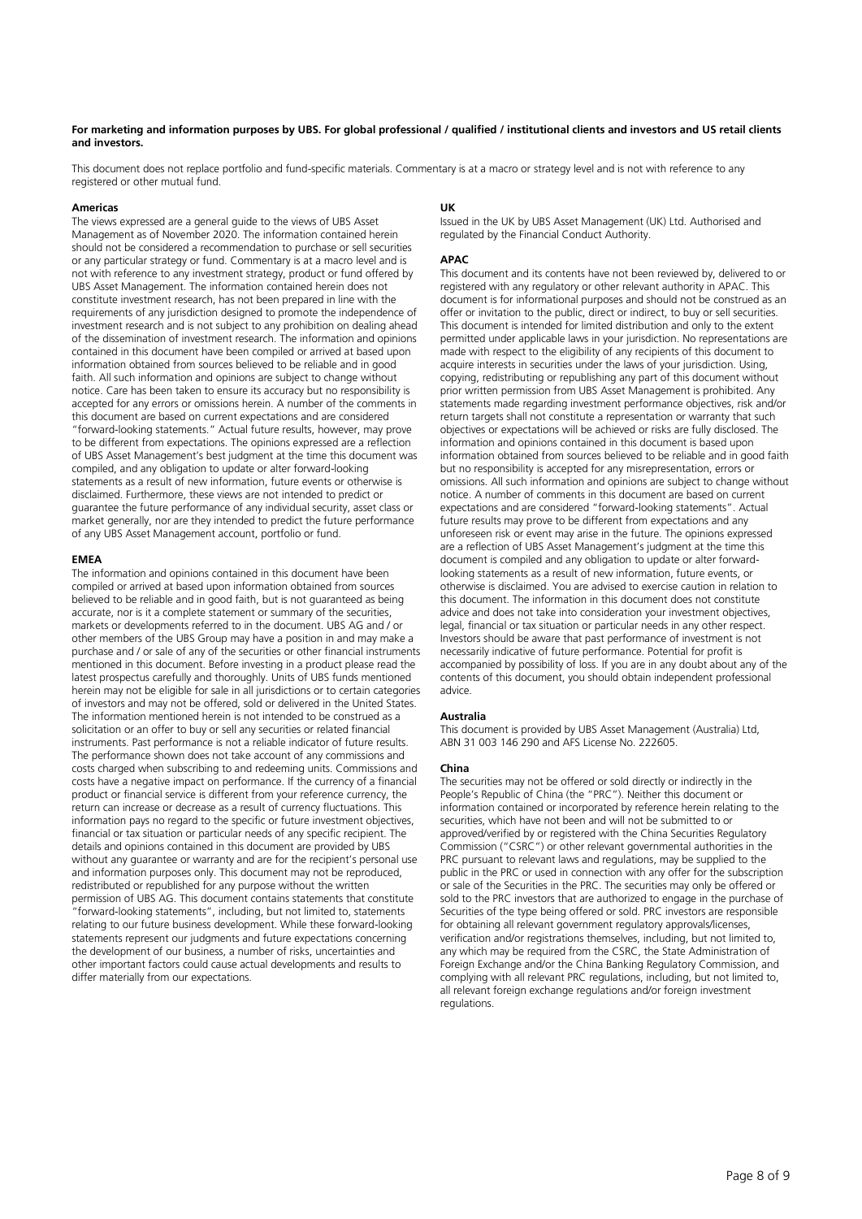**For marketing and information purposes by UBS. For global professional / qualified / institutional clients and investors and US retail clients and investors.**

This document does not replace portfolio and fund-specific materials. Commentary is at a macro or strategy level and is not with reference to any registered or other mutual fund.

### Americas

The views expressed are a general guide to the views of UBS Asset Management as of November 2020. The information contained herein should not be considered a recommendation to purchase or sell securities or any particular strategy or fund. Commentary is at a macro level and is not with reference to any investment strategy, product or fund offered by UBS Asset Management. The information contained herein does not constitute investment research, has not been prepared in line with the requirements of any jurisdiction designed to promote the independence of investment research and is not subject to any prohibition on dealing ahead of the dissemination of investment research. The information and opinions contained in this document have been compiled or arrived at based upon information obtained from sources believed to be reliable and in good faith. All such information and opinions are subject to change without notice. Care has been taken to ensure its accuracy but no responsibility is accepted for any errors or omissions herein. A number of the comments in this document are based on current expectations and are considered "forward-looking statements." Actual future results, however, may prove to be different from expectations. The opinions expressed are a reflection of UBS Asset Management's best judgment at the time this document was compiled, and any obligation to update or alter forward-looking statements as a result of new information, future events or otherwise is disclaimed. Furthermore, these views are not intended to predict or guarantee the future performance of any individual security, asset class or market generally, nor are they intended to predict the future performance of any UBS Asset Management account, portfolio or fund.

### EMEA

The information and opinions contained in this document have been compiled or arrived at based upon information obtained from sources believed to be reliable and in good faith, but is not guaranteed as being accurate, nor is it a complete statement or summary of the securities, markets or developments referred to in the document. UBS AG and / or other members of the UBS Group may have a position in and may make a purchase and / or sale of any of the securities or other financial instruments mentioned in this document. Before investing in a product please read the latest prospectus carefully and thoroughly. Units of UBS funds mentioned herein may not be eligible for sale in all jurisdictions or to certain categories of investors and may not be offered, sold or delivered in the United States. The information mentioned herein is not intended to be construed as a solicitation or an offer to buy or sell any securities or related financial instruments. Past performance is not a reliable indicator of future results. The performance shown does not take account of any commissions and costs charged when subscribing to and redeeming units. Commissions and costs have a negative impact on performance. If the currency of a financial product or financial service is different from your reference currency, the return can increase or decrease as a result of currency fluctuations. This information pays no regard to the specific or future investment objectives, financial or tax situation or particular needs of any specific recipient. The details and opinions contained in this document are provided by UBS without any guarantee or warranty and are for the recipient's personal use and information purposes only. This document may not be reproduced, redistributed or republished for any purpose without the written permission of UBS AG. This document contains statements that constitute "forward-looking statements", including, but not limited to, statements relating to our future business development. While these forward-looking statements represent our judgments and future expectations concerning the development of our business, a number of risks, uncertainties and other important factors could cause actual developments and results to differ materially from our expectations.

### UK

Issued in the UK by UBS Asset Management (UK) Ltd. Authorised and regulated by the Financial Conduct Authority.

### APAC

This document and its contents have not been reviewed by, delivered to or registered with any regulatory or other relevant authority in APAC. This document is for informational purposes and should not be construed as an offer or invitation to the public, direct or indirect, to buy or sell securities. This document is intended for limited distribution and only to the extent permitted under applicable laws in your jurisdiction. No representations are made with respect to the eligibility of any recipients of this document to acquire interests in securities under the laws of your jurisdiction. Using, copying, redistributing or republishing any part of this document without prior written permission from UBS Asset Management is prohibited. Any statements made regarding investment performance objectives, risk and/or return targets shall not constitute a representation or warranty that such objectives or expectations will be achieved or risks are fully disclosed. The information and opinions contained in this document is based upon information obtained from sources believed to be reliable and in good faith but no responsibility is accepted for any misrepresentation, errors or omissions. All such information and opinions are subject to change without notice. A number of comments in this document are based on current expectations and are considered "forward-looking statements". Actual future results may prove to be different from expectations and any unforeseen risk or event may arise in the future. The opinions expressed are a reflection of UBS Asset Management's judgment at the time this document is compiled and any obligation to update or alter forward-looking statements as a result of new information, future events, or otherwise is disclaimed. You are advised to exercise caution in relation to this document. The information in this document does not constitute advice and does not take into consideration your investment objectives, legal, financial or tax situation or particular needs in any other respect. Investors should be aware that past performance of investment is not necessarily indicative of future performance. Potential for profit is accompanied by possibility of loss. If you are in any doubt about any of the contents of this document, you should obtain independent professional advice.

### Australia

This document is provided by UBS Asset Management (Australia) Ltd, ABN 31 003 146 290 and AFS License No. 222605.

### China

The securities may not be offered or sold directly or indirectly in the People's Republic of China (the "PRC"). Neither this document or information contained or incorporated by reference herein relating to the securities, which have not been and will not be submitted to or approved/verified by or registered with the China Securities Regulatory Commission ("CSRC") or other relevant governmental authorities in the PRC pursuant to relevant laws and regulations, may be supplied to the public in the PRC or used in connection with any offer for the subscription or sale of the Securities in the PRC. The securities may only be offered or sold to the PRC investors that are authorized to engage in the purchase of Securities of the type being offered or sold. PRC investors are responsible for obtaining all relevant government regulatory approvals/licenses, verification and/or registrations themselves, including, but not limited to, any which may be required from the CSRC, the State Administration of Foreign Exchange and/or the China Banking Regulatory Commission, and complying with all relevant PRC regulations, including, but not limited to, all relevant foreign exchange regulations and/or foreign investment regulations.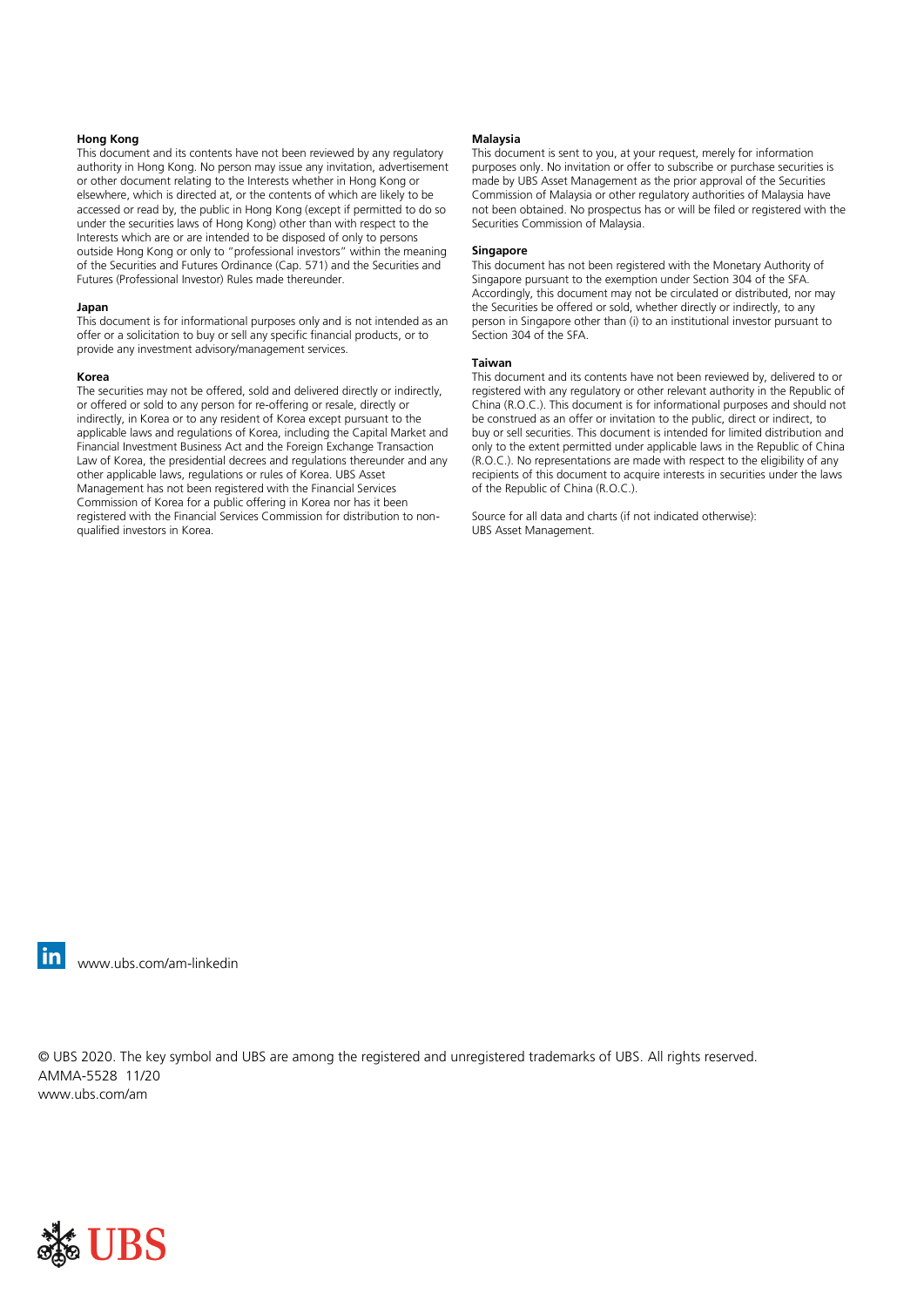**Hong Kong**

This document and its contents have not been reviewed by any regulatory authority in Hong Kong. No person may issue any invitation, advertisement or other document relating to the Interests whether in Hong Kong or elsewhere, which is directed at, or the contents of which are likely to be accessed or read by, the public in Hong Kong (except if permitted to do so under the securities laws of Hong Kong) other than with respect to the Interests which are or are intended to be disposed of only to persons outside Hong Kong or only to "professional investors" within the meaning of the Securities and Futures Ordinance (Cap. 571) and the Securities and Futures (Professional Investor) Rules made thereunder.

**Japan**

This document is for informational purposes only and is not intended as an offer or a solicitation to buy or sell any specific financial products, or to provide any investment advisory/management services.

**Korea**

The securities may not be offered, sold and delivered directly or indirectly, or offered or sold to any person for re-offering or resale, directly or indirectly, in Korea or to any resident of Korea except pursuant to the applicable laws and regulations of Korea, including the Capital Market and Financial Investment Business Act and the Foreign Exchange Transaction Law of Korea, the presidential decrees and regulations thereunder and any other applicable laws, regulations or rules of Korea. UBS Asset Management has not been registered with the Financial Services Commission of Korea for a public offering in Korea nor has it been registered with the Financial Services Commission for distribution to non-qualified investors in Korea.

**Malaysia**

This document is sent to you, at your request, merely for information purposes only. No invitation or offer to subscribe or purchase securities is made by UBS Asset Management as the prior approval of the Securities Commission of Malaysia or other regulatory authorities of Malaysia have not been obtained. No prospectus has or will be filed or registered with the Securities Commission of Malaysia.

**Singapore**

This document has not been registered with the Monetary Authority of Singapore pursuant to the exemption under Section 304 of the SFA. Accordingly, this document may not be circulated or distributed, nor may the Securities be offered or sold, whether directly or indirectly, to any person in Singapore other than (i) to an institutional investor pursuant to Section 304 of the SFA.

**Taiwan**

This document and its contents have not been reviewed by, delivered to or registered with any regulatory or other relevant authority in the Republic of China (R.O.C.). This document is for informational purposes and should not be construed as an offer or invitation to the public, direct or indirect, to buy or sell securities. This document is intended for limited distribution and only to the extent permitted under applicable laws in the Republic of China (R.O.C.). No representations are made with respect to the eligibility of any recipients of this document to acquire interests in securities under the laws of the Republic of China (R.O.C.).

Source for all data and charts (if not indicated otherwise): UBS Asset Management.

www.ubs.com/am-linkedin

© UBS 2020. The key symbol and UBS are among the registered and unregistered trademarks of UBS. All rights reserved.
AMMA-5528 11/20
www.ubs.com/am

UBS